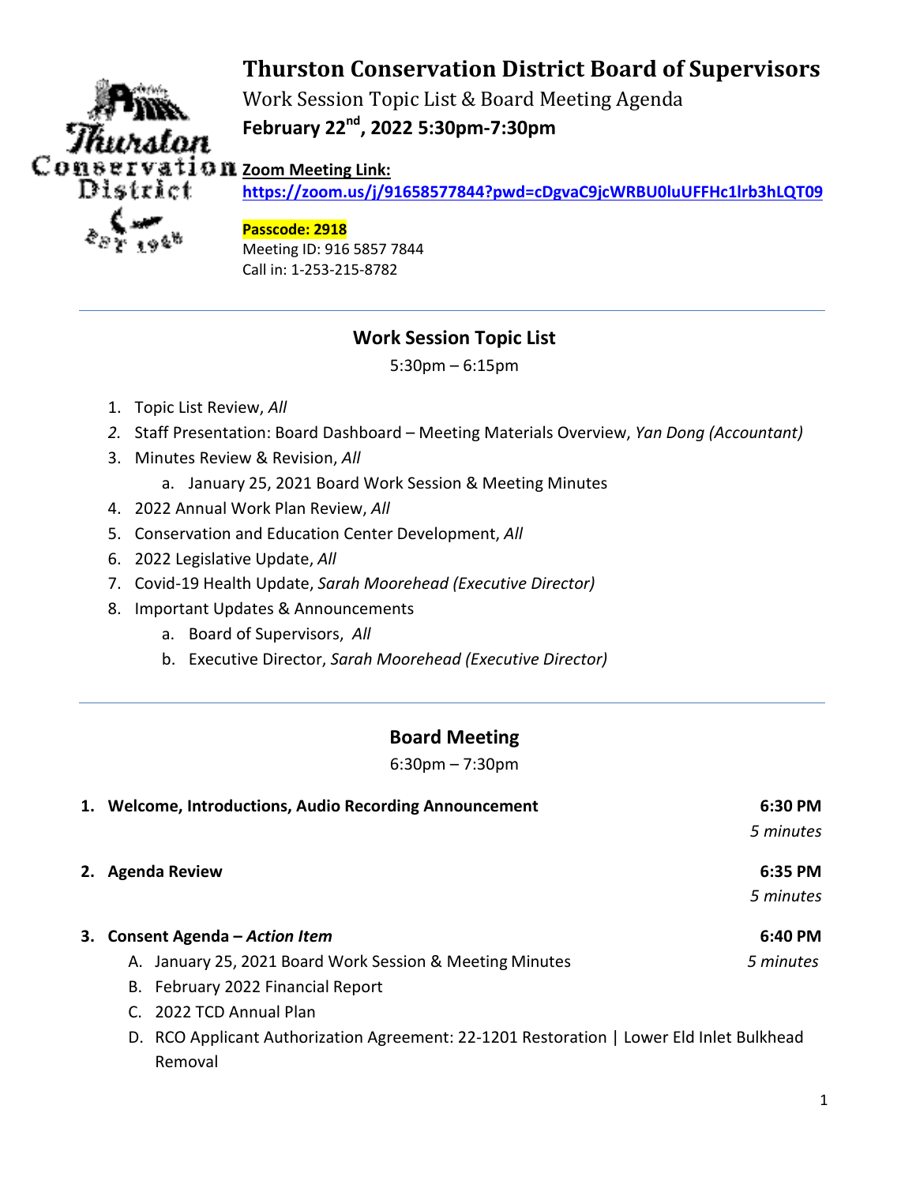# Thurston Conservation District Board of Supervisors

Work Session Topic List & Board Meeting Agenda

**February 22nd, 2022 5:30pm-7:30pm**

**Zoom Meeting Link:**
**https://zoom.us/j/91658577844?pwd=cDgvaC9jcWRBU0luUFFHc1lrb3hLQT09**

**Passcode: 2918**
Meeting ID: 916 5857 7844
Call in: 1-253-215-8782

---

## Work Session Topic List

5:30pm – 6:15pm

1. Topic List Review, *All*
2. Staff Presentation: Board Dashboard – Meeting Materials Overview, *Yan Dong (Accountant)*
3. Minutes Review & Revision, *All*
   a. January 25, 2021 Board Work Session & Meeting Minutes
4. 2022 Annual Work Plan Review, *All*
5. Conservation and Education Center Development, *All*
6. 2022 Legislative Update, *All*
7. Covid-19 Health Update, *Sarah Moorehead (Executive Director)*
8. Important Updates & Announcements
   a. Board of Supervisors, *All*
   b. Executive Director, *Sarah Moorehead (Executive Director)*

---

## Board Meeting

6:30pm – 7:30pm

1. **Welcome, Introductions, Audio Recording Announcement** — **6:30 PM** *5 minutes*

2. **Agenda Review** — **6:35 PM** *5 minutes*

3. **Consent Agenda – *Action Item*** — **6:40 PM** *5 minutes*
   A. January 25, 2021 Board Work Session & Meeting Minutes
   B. February 2022 Financial Report
   C. 2022 TCD Annual Plan
   D. RCO Applicant Authorization Agreement: 22-1201 Restoration | Lower Eld Inlet Bulkhead Removal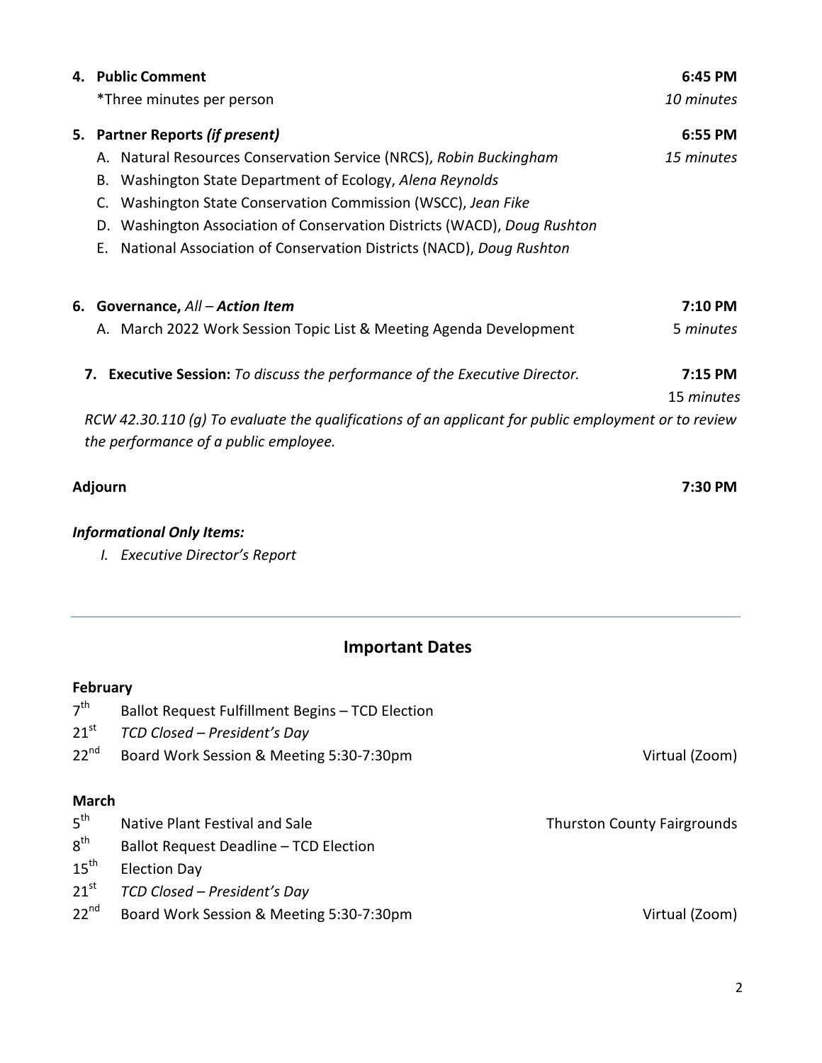**4. Public Comment** **6:45 PM**
*Three minutes per person *10 minutes*

**5. Partner Reports *(if present)*** **6:55 PM**

A. Natural Resources Conservation Service (NRCS), *Robin Buckingham* *15 minutes*
B. Washington State Department of Ecology, *Alena Reynolds*
C. Washington State Conservation Commission (WSCC), *Jean Fike*
D. Washington Association of Conservation Districts (WACD), *Doug Rushton*
E. National Association of Conservation Districts (NACD), *Doug Rushton*

**6. Governance,** *All* – ***Action Item*** **7:10 PM**

A. March 2022 Work Session Topic List & Meeting Agenda Development 5 *minutes*

**7. Executive Session:** *To discuss the performance of the Executive Director.* **7:15 PM**
15 *minutes*

*RCW 42.30.110 (g) To evaluate the qualifications of an applicant for public employment or to review the performance of a public employee.*

**Adjourn** **7:30 PM**

***Informational Only Items:***

*I. Executive Director's Report*

---

## Important Dates

**February**

| | | |
|---|---|---|
| 7th | Ballot Request Fulfillment Begins – TCD Election | |
| 21st | *TCD Closed – President's Day* | |
| 22nd | Board Work Session & Meeting 5:30-7:30pm | Virtual (Zoom) |

**March**

| | | |
|---|---|---|
| 5th | Native Plant Festival and Sale | Thurston County Fairgrounds |
| 8th | Ballot Request Deadline – TCD Election | |
| 15th | Election Day | |
| 21st | *TCD Closed – President's Day* | |
| 22nd | Board Work Session & Meeting 5:30-7:30pm | Virtual (Zoom) |